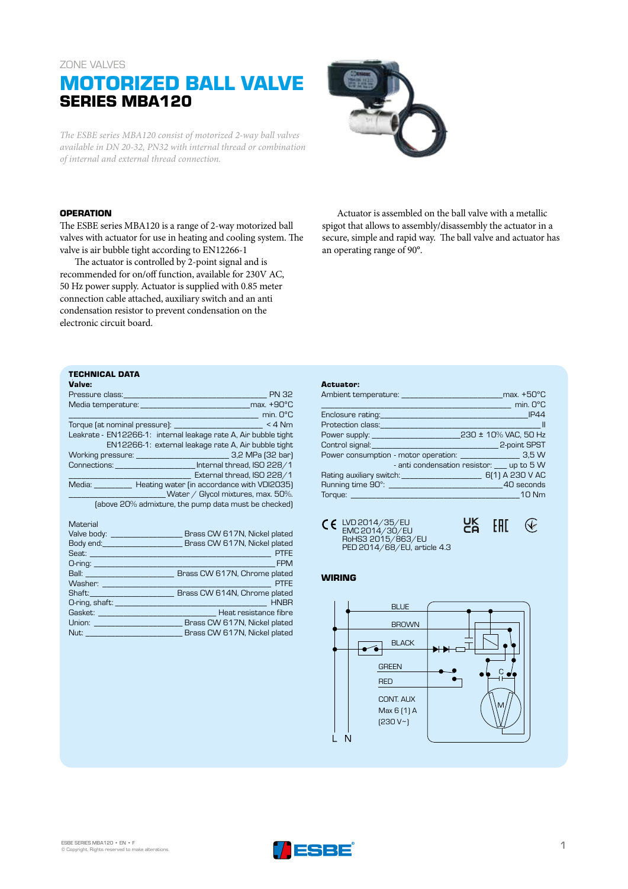ZONE VALVES

# MOTORIZED BALL VALVE
## SERIES MBA120

*The ESBE series MBA120 consist of motorized 2-way ball valves available in DN 20-32, PN32 with internal thread or combination of internal and external thread connection.*

### OPERATION

The ESBE series MBA120 is a range of 2-way motorized ball valves with actuator for use in heating and cooling system. The valve is air bubble tight according to EN12266-1

The actuator is controlled by 2-point signal and is recommended for on/off function, available for 230V AC, 50 Hz power supply. Actuator is supplied with 0.85 meter connection cable attached, auxiliary switch and an anti condensation resistor to prevent condensation on the electronic circuit board.

Actuator is assembled on the ball valve with a metallic spigot that allows to assembly/disassembly the actuator in a secure, simple and rapid way. The ball valve and actuator has an operating range of 90°.

### TECHNICAL DATA

**Valve:**

| | |
|---|---|
| Pressure class: | PN 32 |
| Media temperature: | max. +90°C |
| | min. 0°C |
| Torque (at nominal pressure): | < 4 Nm |
| Leakrate - EN12266-1: | internal leakage rate A, Air bubble tight |
| EN12266-1: | external leakage rate A, Air bubble tight |
| Working pressure: | 3,2 MPa (32 bar) |
| Connections: | Internal thread, ISO 228/1 |
| | External thread, ISO 228/1 |
| Media: | Heating water (in accordance with VDI2035) |
| | Water / Glycol mixtures, max. 50%. |
| | (above 20% admixture, the pump data must be checked) |

Material

| | |
|---|---|
| Valve body: | Brass CW 617N, Nickel plated |
| Body end: | Brass CW 617N, Nickel plated |
| Seat: | PTFE |
| O-ring: | FPM |
| Ball: | Brass CW 617N, Chrome plated |
| Washer: | PTFE |
| Shaft: | Brass CW 614N, Chrome plated |
| O-ring, shaft: | HNBR |
| Gasket: | Heat resistance fibre |
| Union: | Brass CW 617N, Nickel plated |
| Nut: | Brass CW 617N, Nickel plated |

**Actuator:**

| | |
|---|---|
| Ambient temperature: | max. +50°C |
| | min. 0°C |
| Enclosure rating: | IP44 |
| Protection class: | II |
| Power supply: | 230 ± 10% VAC, 50 Hz |
| Control signal: | 2-point SPST |
| Power consumption - motor operation: | 3,5 W |
| - anti condensation resistor: | up to 5 W |
| Rating auxiliary switch: | 6(1) A 230 V AC |
| Running time 90°: | 40 seconds |
| Torque: | 10 Nm |

CE LVD 2014/35/EU
EMC 2014/30/EU
RoHS3 2015/863/EU
PED 2014/68/EU, article 4.3

### WIRING

BLUE
BROWN
BLACK
GREEN
RED
CONT. AUX
Max 6 (1) A
(230 V~)
C
M
L N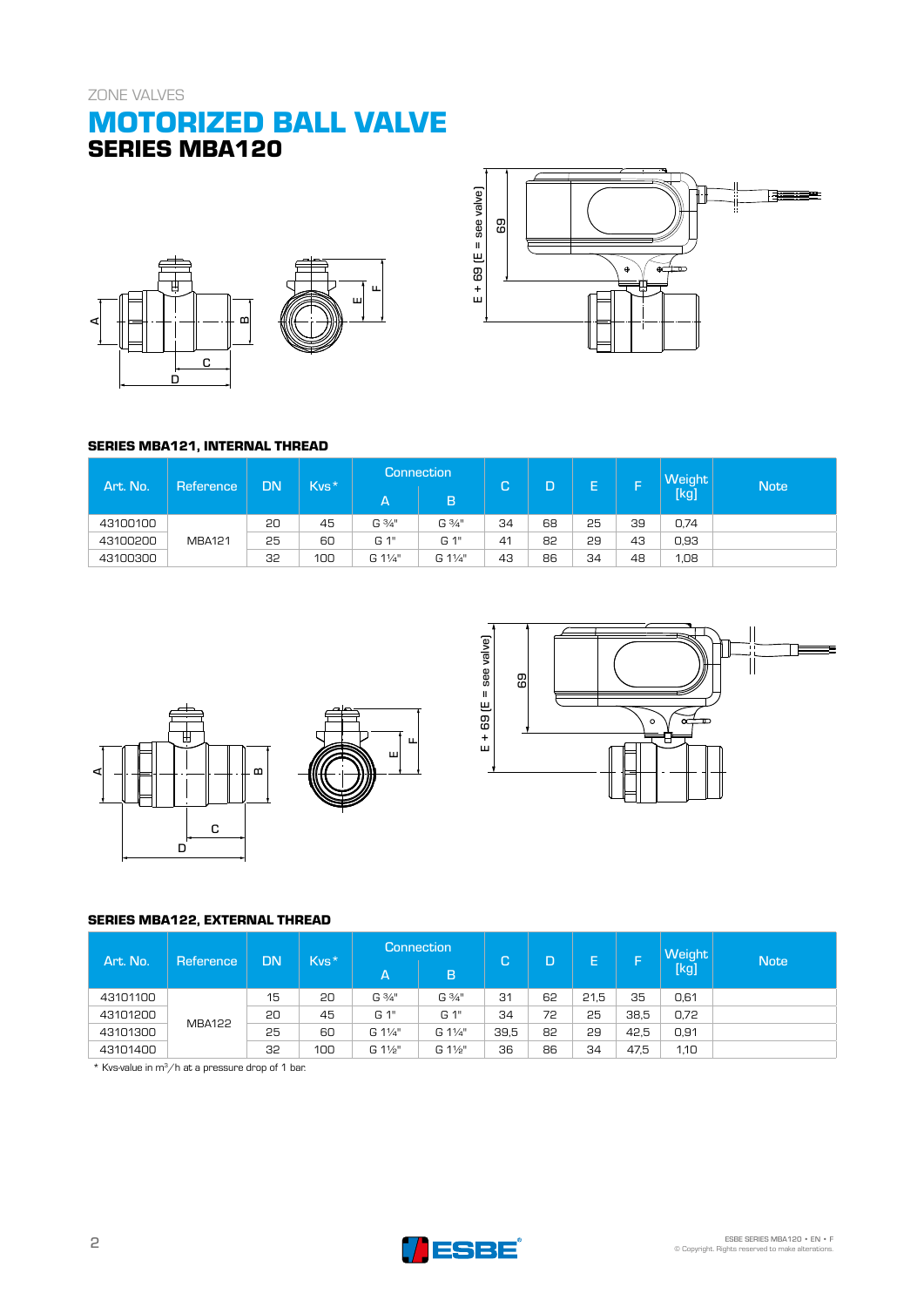ZONE VALVES

# MOTORIZED BALL VALVE
## SERIES MBA120

A B C D E F

E + 69 (E = see valve) 69

### SERIES MBA121, INTERNAL THREAD

| Art. No. | Reference | DN | Kvs* | Connection | | C | D | E | F | Weight [kg] | Note |
|---|---|---|---|---|---|---|---|---|---|---|---|
| | | | | A | B | | | | | | |
| 43100100 | MBA121 | 20 | 45 | G ¾" | G ¾" | 34 | 68 | 25 | 39 | 0,74 | |
| 43100200 | | 25 | 60 | G 1" | G 1" | 41 | 82 | 29 | 43 | 0,93 | |
| 43100300 | | 32 | 100 | G 1¼" | G 1¼" | 43 | 86 | 34 | 48 | 1,08 | |

A B C D E F

E + 69 (E = see valve) 69

### SERIES MBA122, EXTERNAL THREAD

| Art. No. | Reference | DN | Kvs* | Connection | | C | D | E | F | Weight [kg] | Note |
|---|---|---|---|---|---|---|---|---|---|---|---|
| | | | | A | B | | | | | | |
| 43101100 | MBA122 | 15 | 20 | G ¾" | G ¾" | 31 | 62 | 21,5 | 35 | 0,61 | |
| 43101200 | | 20 | 45 | G 1" | G 1" | 34 | 72 | 25 | 38,5 | 0,72 | |
| 43101300 | | 25 | 60 | G 1¼" | G 1¼" | 39,5 | 82 | 29 | 42,5 | 0,91 | |
| 43101400 | | 32 | 100 | G 1½" | G 1½" | 36 | 86 | 34 | 47,5 | 1,10 | |

* Kvs-value in $m^3/h$ at a pressure drop of 1 bar.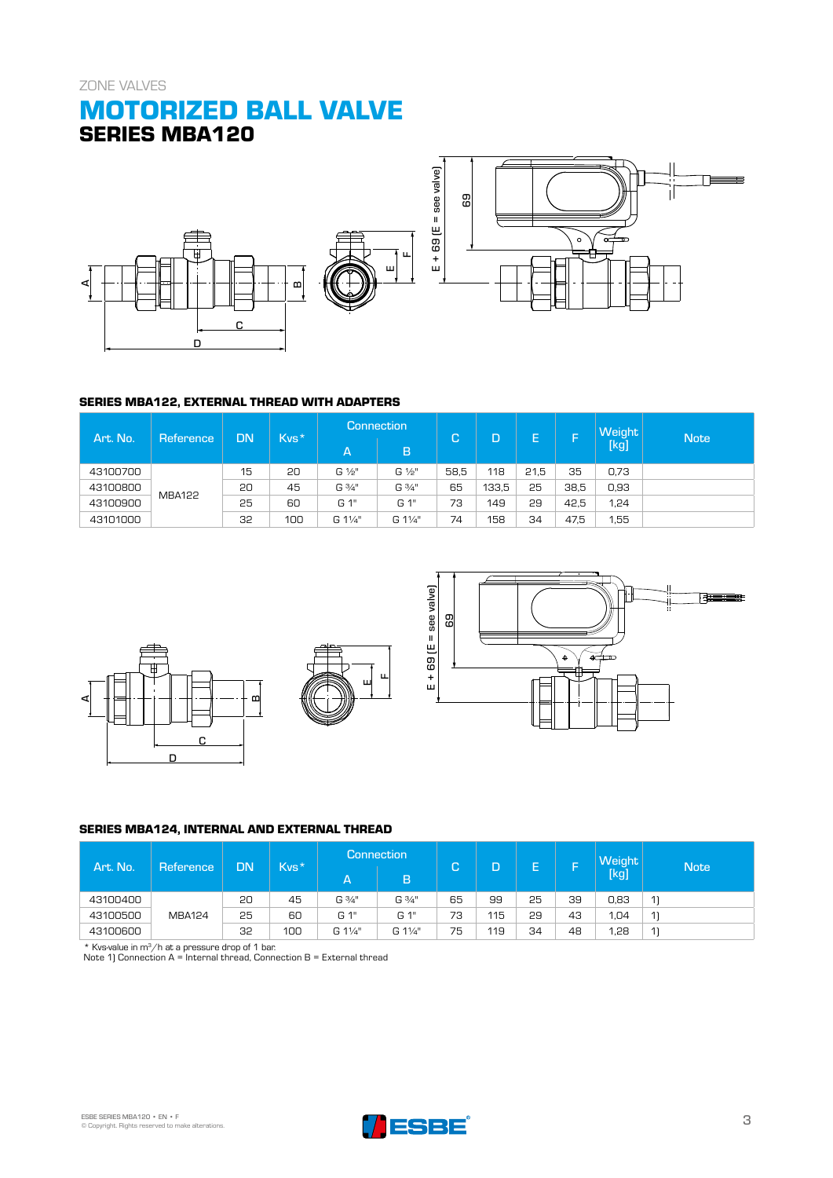ZONE VALVES

# MOTORIZED BALL VALVE

## SERIES MBA120

A

B

C

D

E

F

69

E + 69 [E = see valve]

### SERIES MBA122, EXTERNAL THREAD WITH ADAPTERS

| Art. No. | Reference | DN | Kvs* | Connection | | C | D | E | F | Weight [kg] | Note |
|---|---|---|---|---|---|---|---|---|---|---|---|
| | | | | A | B | | | | | | |
| 43100700 | MBA122 | 15 | 20 | G ½" | G ½" | 58,5 | 118 | 21,5 | 35 | 0,73 | |
| 43100800 | | 20 | 45 | G ¾" | G ¾" | 65 | 133,5 | 25 | 38,5 | 0,93 | |
| 43100900 | | 25 | 60 | G 1" | G 1" | 73 | 149 | 29 | 42,5 | 1,24 | |
| 43101000 | | 32 | 100 | G 1¼" | G 1¼" | 74 | 158 | 34 | 47,5 | 1,55 | |

A

B

C

D

E

F

69

E + 69 [E = see valve]

### SERIES MBA124, INTERNAL AND EXTERNAL THREAD

| Art. No. | Reference | DN | Kvs* | Connection | | C | D | E | F | Weight [kg] | Note |
|---|---|---|---|---|---|---|---|---|---|---|---|
| | | | | A | B | | | | | | |
| 43100400 | MBA124 | 20 | 45 | G ¾" | G ¾" | 65 | 99 | 25 | 39 | 0,83 | 1) |
| 43100500 | | 25 | 60 | G 1" | G 1" | 73 | 115 | 29 | 43 | 1,04 | 1) |
| 43100600 | | 32 | 100 | G 1¼" | G 1¼" | 75 | 119 | 34 | 48 | 1,28 | 1) |

* Kvs-value in $m^3/h$ at a pressure drop of 1 bar.
Note 1) Connection A = Internal thread, Connection B = External thread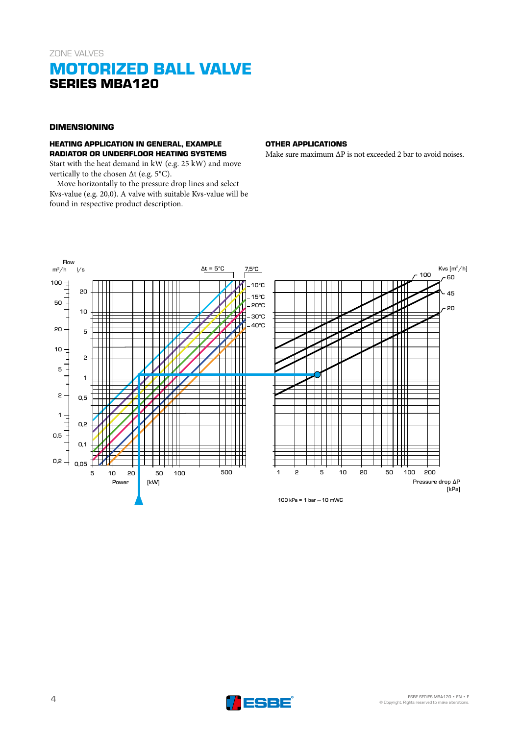ZONE VALVES

# MOTORIZED BALL VALVE
## SERIES MBA120

### DIMENSIONING

**HEATING APPLICATION IN GENERAL, EXAMPLE RADIATOR OR UNDERFLOOR HEATING SYSTEMS**
Start with the heat demand in kW (e.g. 25 kW) and move vertically to the chosen Δt (e.g. 5°C).

Move horizontally to the pressure drop lines and select Kvs-value (e.g. 20,0). A valve with suitable Kvs-value will be found in respective product description.

**OTHER APPLICATIONS**
Make sure maximum ΔP is not exceeded 2 bar to avoid noises.

Flow
m³/h l/s
100 20
50 10
20 5
10 2
5 1
2 0,5
1 0,2
0,5 0,1
0,2 0,05

Δt = 5°C
7,5°C
10°C
15°C
20°C
30°C
40°C

5 10 20 50 100 500
Power [kW]

Kvs [m³/h]
100
60
45
20

1 2 5 10 20 50 100 200
Pressure drop ΔP [kPa]

100 kPa = 1 bar ≈ 10 mWC